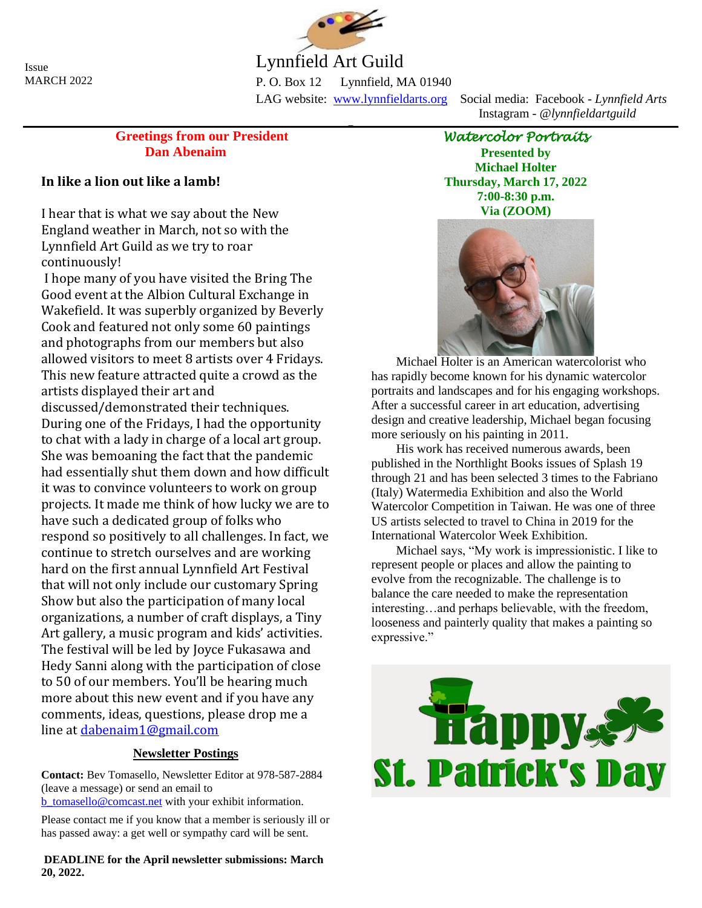Issue
MARCH 2022

# Lynnfield Art Guild

P. O. Box 12 Lynnfield, MA 01940

LAG website: [www.lynnfieldarts.org](http://www.lynnfieldarts.org) Social media: Facebook - *Lynnfield Arts*
Instagram - *@lynnfieldartguild*

---

## Greetings from our President
## Dan Abenaim

**In like a lion out like a lamb!**

I hear that is what we say about the New England weather in March, not so with the Lynnfield Art Guild as we try to roar continuously!

I hope many of you have visited the Bring The Good event at the Albion Cultural Exchange in Wakefield. It was superbly organized by Beverly Cook and featured not only some 60 paintings and photographs from our members but also allowed visitors to meet 8 artists over 4 Fridays. This new feature attracted quite a crowd as the artists displayed their art and discussed/demonstrated their techniques. During one of the Fridays, I had the opportunity to chat with a lady in charge of a local art group. She was bemoaning the fact that the pandemic had essentially shut them down and how difficult it was to convince volunteers to work on group projects. It made me think of how lucky we are to have such a dedicated group of folks who respond so positively to all challenges. In fact, we continue to stretch ourselves and are working hard on the first annual Lynnfield Art Festival that will not only include our customary Spring Show but also the participation of many local organizations, a number of craft displays, a Tiny Art gallery, a music program and kids' activities. The festival will be led by Joyce Fukasawa and Hedy Sanni along with the participation of close to 50 of our members. You'll be hearing much more about this new event and if you have any comments, ideas, questions, please drop me a line at [dabenaim1@gmail.com](mailto:dabenaim1@gmail.com)

### Newsletter Postings

**Contact:** Bev Tomasello, Newsletter Editor at 978-587-2884 (leave a message) or send an email to [b_tomasello@comcast.net](mailto:b_tomasello@comcast.net) with your exhibit information.

Please contact me if you know that a member is seriously ill or has passed away: a get well or sympathy card will be sent.

**DEADLINE for the April newsletter submissions: March 20, 2022.**

## *Watercolor Portraits*

**Presented by**
**Michael Holter**
**Thursday, March 17, 2022**
**7:00-8:30 p.m.**
**Via (ZOOM)**

Michael Holter is an American watercolorist who has rapidly become known for his dynamic watercolor portraits and landscapes and for his engaging workshops. After a successful career in art education, advertising design and creative leadership, Michael began focusing more seriously on his painting in 2011.

His work has received numerous awards, been published in the Northlight Books issues of Splash 19 through 21 and has been selected 3 times to the Fabriano (Italy) Watermedia Exhibition and also the World Watercolor Competition in Taiwan. He was one of three US artists selected to travel to China in 2019 for the International Watercolor Week Exhibition.

Michael says, "My work is impressionistic. I like to represent people or places and allow the painting to evolve from the recognizable. The challenge is to balance the care needed to make the representation interesting…and perhaps believable, with the freedom, looseness and painterly quality that makes a painting so expressive."

Happy St. Patrick's Day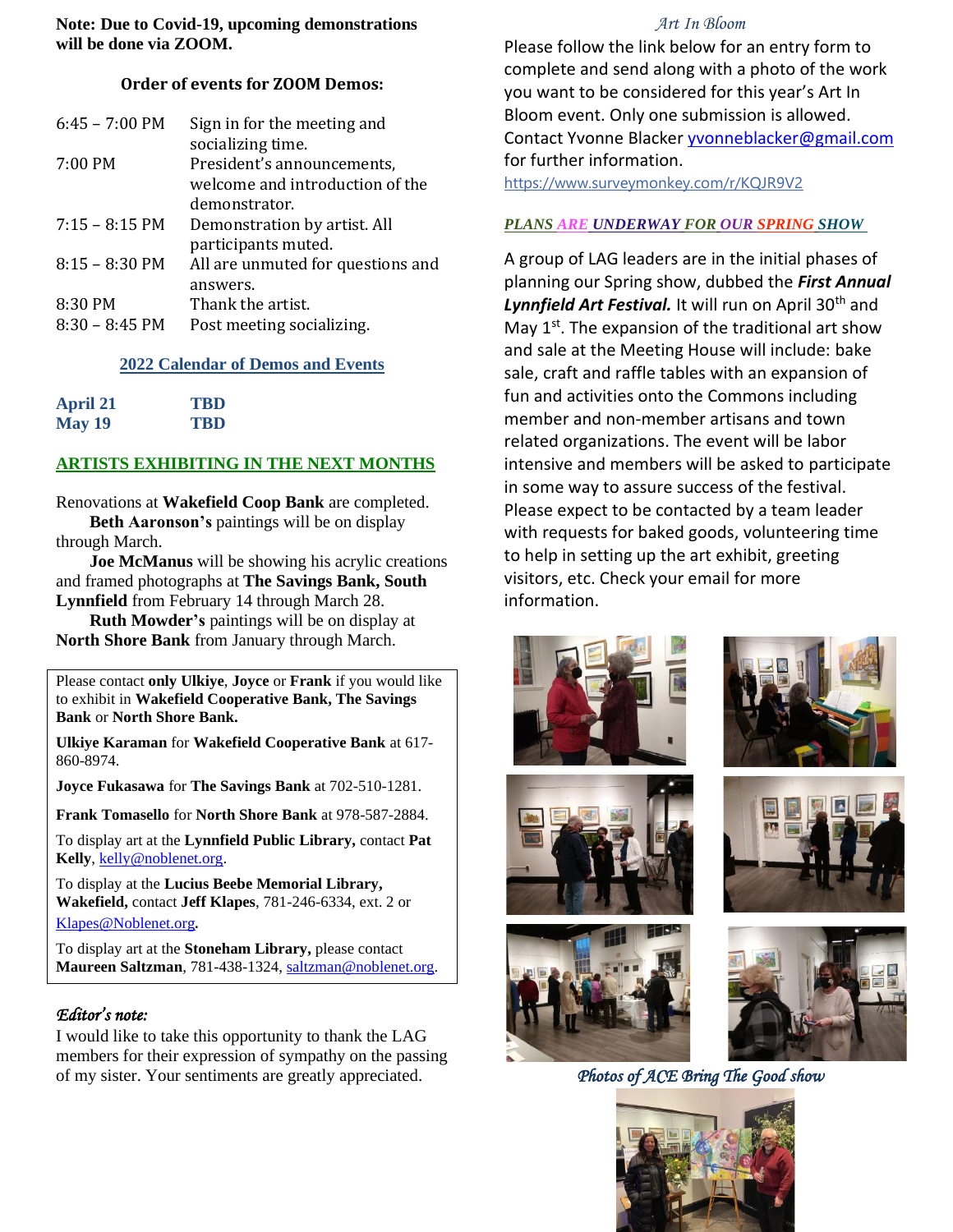**Note: Due to Covid-19, upcoming demonstrations will be done via ZOOM.**

**Order of events for ZOOM Demos:**

| | |
|---|---|
| 6:45 – 7:00 PM | Sign in for the meeting and socializing time. |
| 7:00 PM | President's announcements, welcome and introduction of the demonstrator. |
| 7:15 – 8:15 PM | Demonstration by artist. All participants muted. |
| 8:15 – 8:30 PM | All are unmuted for questions and answers. |
| 8:30 PM | Thank the artist. |
| 8:30 – 8:45 PM | Post meeting socializing. |

**2022 Calendar of Demos and Events**

| | |
|---|---|
| **April 21** | **TBD** |
| **May 19** | **TBD** |

## ARTISTS EXHIBITING IN THE NEXT MONTHS

Renovations at **Wakefield Coop Bank** are completed. **Beth Aaronson's** paintings will be on display through March.

**Joe McManus** will be showing his acrylic creations and framed photographs at **The Savings Bank, South Lynnfield** from February 14 through March 28.

**Ruth Mowder's** paintings will be on display at **North Shore Bank** from January through March.

Please contact **only Ulkiye**, **Joyce** or **Frank** if you would like to exhibit in **Wakefield Cooperative Bank, The Savings Bank** or **North Shore Bank.**

**Ulkiye Karaman** for **Wakefield Cooperative Bank** at 617-860-8974.

**Joyce Fukasawa** for **The Savings Bank** at 702-510-1281.

**Frank Tomasello** for **North Shore Bank** at 978-587-2884.

To display art at the **Lynnfield Public Library,** contact **Pat Kelly**, kelly@noblenet.org.

To display at the **Lucius Beebe Memorial Library, Wakefield,** contact **Jeff Klapes**, 781-246-6334, ext. 2 or Klapes@Noblenet.org**.**

To display art at the **Stoneham Library,** please contact **Maureen Saltzman**, 781-438-1324, saltzman@noblenet.org.

*Editor's note:*

I would like to take this opportunity to thank the LAG members for their expression of sympathy on the passing of my sister. Your sentiments are greatly appreciated.

*Art In Bloom*

Please follow the link below for an entry form to complete and send along with a photo of the work you want to be considered for this year's Art In Bloom event. Only one submission is allowed. Contact Yvonne Blacker yvonneblacker@gmail.com for further information.

https://www.surveymonkey.com/r/KQJR9V2

***PLANS ARE UNDERWAY FOR OUR SPRING SHOW***

A group of LAG leaders are in the initial phases of planning our Spring show, dubbed the ***First Annual Lynnfield Art Festival.*** It will run on April 30th and May 1st. The expansion of the traditional art show and sale at the Meeting House will include: bake sale, craft and raffle tables with an expansion of fun and activities onto the Commons including member and non-member artisans and town related organizations. The event will be labor intensive and members will be asked to participate in some way to assure success of the festival. Please expect to be contacted by a team leader with requests for baked goods, volunteering time to help in setting up the art exhibit, greeting visitors, etc. Check your email for more information.

*Photos of ACE Bring The Good show*